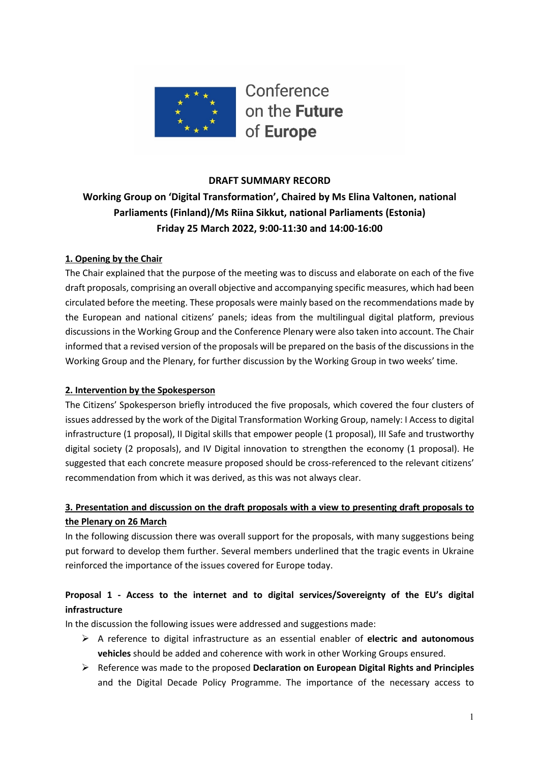Conference on the **Future** of **Europe**

**DRAFT SUMMARY RECORD**

**Working Group on 'Digital Transformation', Chaired by Ms Elina Valtonen, national Parliaments (Finland)/Ms Riina Sikkut, national Parliaments (Estonia)**

**Friday 25 March 2022, 9:00-11:30 and 14:00-16:00**

## 1. Opening by the Chair

The Chair explained that the purpose of the meeting was to discuss and elaborate on each of the five draft proposals, comprising an overall objective and accompanying specific measures, which had been circulated before the meeting. These proposals were mainly based on the recommendations made by the European and national citizens' panels; ideas from the multilingual digital platform, previous discussions in the Working Group and the Conference Plenary were also taken into account. The Chair informed that a revised version of the proposals will be prepared on the basis of the discussions in the Working Group and the Plenary, for further discussion by the Working Group in two weeks' time.

## 2. Intervention by the Spokesperson

The Citizens' Spokesperson briefly introduced the five proposals, which covered the four clusters of issues addressed by the work of the Digital Transformation Working Group, namely: I Access to digital infrastructure (1 proposal), II Digital skills that empower people (1 proposal), III Safe and trustworthy digital society (2 proposals), and IV Digital innovation to strengthen the economy (1 proposal). He suggested that each concrete measure proposed should be cross-referenced to the relevant citizens' recommendation from which it was derived, as this was not always clear.

## 3. Presentation and discussion on the draft proposals with a view to presenting draft proposals to the Plenary on 26 March

In the following discussion there was overall support for the proposals, with many suggestions being put forward to develop them further. Several members underlined that the tragic events in Ukraine reinforced the importance of the issues covered for Europe today.

### Proposal 1 - Access to the internet and to digital services/Sovereignty of the EU's digital infrastructure

In the discussion the following issues were addressed and suggestions made:

- A reference to digital infrastructure as an essential enabler of **electric and autonomous vehicles** should be added and coherence with work in other Working Groups ensured.
- Reference was made to the proposed **Declaration on European Digital Rights and Principles** and the Digital Decade Policy Programme. The importance of the necessary access to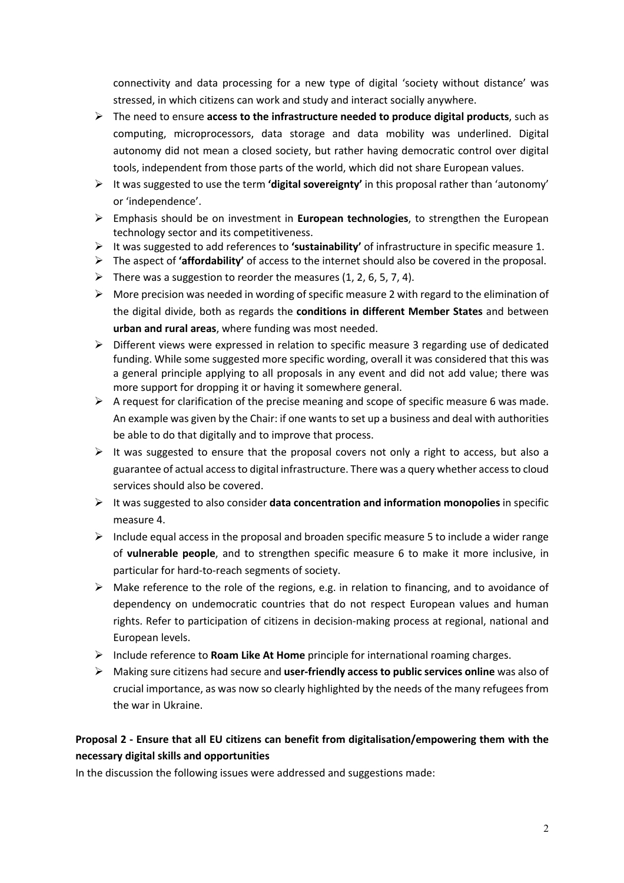connectivity and data processing for a new type of digital 'society without distance' was stressed, in which citizens can work and study and interact socially anywhere.

- The need to ensure **access to the infrastructure needed to produce digital products**, such as computing, microprocessors, data storage and data mobility was underlined. Digital autonomy did not mean a closed society, but rather having democratic control over digital tools, independent from those parts of the world, which did not share European values.
- It was suggested to use the term **'digital sovereignty'** in this proposal rather than 'autonomy' or 'independence'.
- Emphasis should be on investment in **European technologies**, to strengthen the European technology sector and its competitiveness.
- It was suggested to add references to **'sustainability'** of infrastructure in specific measure 1.
- The aspect of **'affordability'** of access to the internet should also be covered in the proposal.
- There was a suggestion to reorder the measures (1, 2, 6, 5, 7, 4).
- More precision was needed in wording of specific measure 2 with regard to the elimination of the digital divide, both as regards the **conditions in different Member States** and between **urban and rural areas**, where funding was most needed.
- Different views were expressed in relation to specific measure 3 regarding use of dedicated funding. While some suggested more specific wording, overall it was considered that this was a general principle applying to all proposals in any event and did not add value; there was more support for dropping it or having it somewhere general.
- A request for clarification of the precise meaning and scope of specific measure 6 was made. An example was given by the Chair: if one wants to set up a business and deal with authorities be able to do that digitally and to improve that process.
- It was suggested to ensure that the proposal covers not only a right to access, but also a guarantee of actual access to digital infrastructure. There was a query whether access to cloud services should also be covered.
- It was suggested to also consider **data concentration and information monopolies** in specific measure 4.
- Include equal access in the proposal and broaden specific measure 5 to include a wider range of **vulnerable people**, and to strengthen specific measure 6 to make it more inclusive, in particular for hard-to-reach segments of society.
- Make reference to the role of the regions, e.g. in relation to financing, and to avoidance of dependency on undemocratic countries that do not respect European values and human rights. Refer to participation of citizens in decision-making process at regional, national and European levels.
- Include reference to **Roam Like At Home** principle for international roaming charges.
- Making sure citizens had secure and **user-friendly access to public services online** was also of crucial importance, as was now so clearly highlighted by the needs of the many refugees from the war in Ukraine.

**Proposal 2 - Ensure that all EU citizens can benefit from digitalisation/empowering them with the necessary digital skills and opportunities**

In the discussion the following issues were addressed and suggestions made: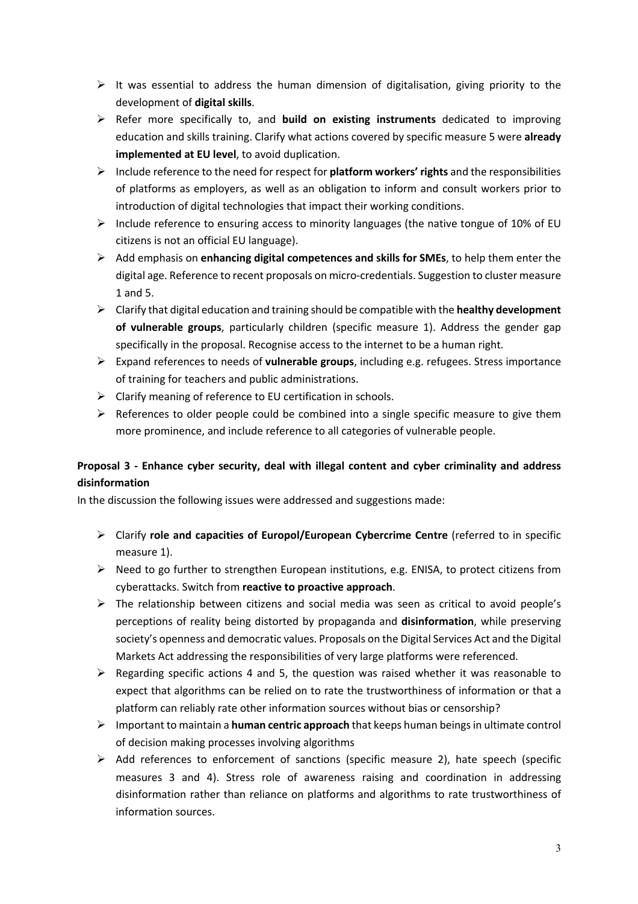- It was essential to address the human dimension of digitalisation, giving priority to the development of **digital skills**.
- Refer more specifically to, and **build on existing instruments** dedicated to improving education and skills training. Clarify what actions covered by specific measure 5 were **already implemented at EU level**, to avoid duplication.
- Include reference to the need for respect for **platform workers' rights** and the responsibilities of platforms as employers, as well as an obligation to inform and consult workers prior to introduction of digital technologies that impact their working conditions.
- Include reference to ensuring access to minority languages (the native tongue of 10% of EU citizens is not an official EU language).
- Add emphasis on **enhancing digital competences and skills for SMEs**, to help them enter the digital age. Reference to recent proposals on micro-credentials. Suggestion to cluster measure 1 and 5.
- Clarify that digital education and training should be compatible with the **healthy development of vulnerable groups**, particularly children (specific measure 1). Address the gender gap specifically in the proposal. Recognise access to the internet to be a human right.
- Expand references to needs of **vulnerable groups**, including e.g. refugees. Stress importance of training for teachers and public administrations.
- Clarify meaning of reference to EU certification in schools.
- References to older people could be combined into a single specific measure to give them more prominence, and include reference to all categories of vulnerable people.

**Proposal 3 - Enhance cyber security, deal with illegal content and cyber criminality and address disinformation**

In the discussion the following issues were addressed and suggestions made:

- Clarify **role and capacities of Europol/European Cybercrime Centre** (referred to in specific measure 1).
- Need to go further to strengthen European institutions, e.g. ENISA, to protect citizens from cyberattacks. Switch from **reactive to proactive approach**.
- The relationship between citizens and social media was seen as critical to avoid people's perceptions of reality being distorted by propaganda and **disinformation**, while preserving society's openness and democratic values. Proposals on the Digital Services Act and the Digital Markets Act addressing the responsibilities of very large platforms were referenced.
- Regarding specific actions 4 and 5, the question was raised whether it was reasonable to expect that algorithms can be relied on to rate the trustworthiness of information or that a platform can reliably rate other information sources without bias or censorship?
- Important to maintain a **human centric approach** that keeps human beings in ultimate control of decision making processes involving algorithms
- Add references to enforcement of sanctions (specific measure 2), hate speech (specific measures 3 and 4). Stress role of awareness raising and coordination in addressing disinformation rather than reliance on platforms and algorithms to rate trustworthiness of information sources.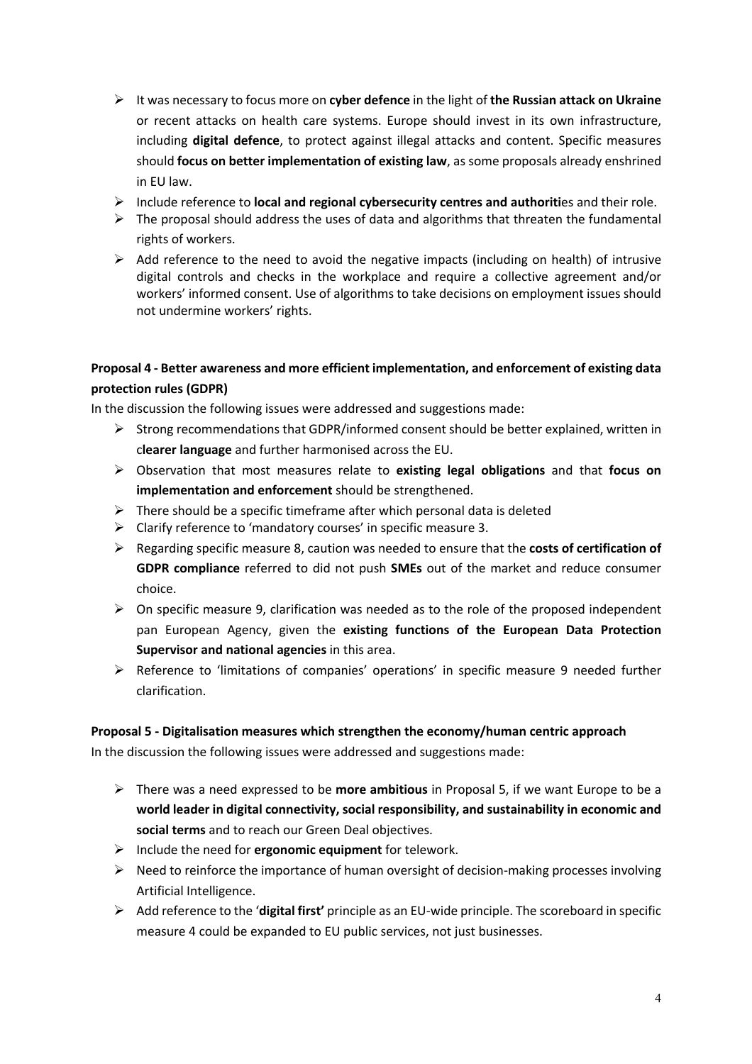- It was necessary to focus more on **cyber defence** in the light of **the Russian attack on Ukraine** or recent attacks on health care systems. Europe should invest in its own infrastructure, including **digital defence**, to protect against illegal attacks and content. Specific measures should **focus on better implementation of existing law**, as some proposals already enshrined in EU law.
- Include reference to **local and regional cybersecurity centres and authoriti**es and their role.
- The proposal should address the uses of data and algorithms that threaten the fundamental rights of workers.
- Add reference to the need to avoid the negative impacts (including on health) of intrusive digital controls and checks in the workplace and require a collective agreement and/or workers' informed consent. Use of algorithms to take decisions on employment issues should not undermine workers' rights.

**Proposal 4 - Better awareness and more efficient implementation, and enforcement of existing data protection rules (GDPR)**

In the discussion the following issues were addressed and suggestions made:

- Strong recommendations that GDPR/informed consent should be better explained, written in c**learer language** and further harmonised across the EU.
- Observation that most measures relate to **existing legal obligations** and that **focus on implementation and enforcement** should be strengthened.
- There should be a specific timeframe after which personal data is deleted
- Clarify reference to 'mandatory courses' in specific measure 3.
- Regarding specific measure 8, caution was needed to ensure that the **costs of certification of GDPR compliance** referred to did not push **SMEs** out of the market and reduce consumer choice.
- On specific measure 9, clarification was needed as to the role of the proposed independent pan European Agency, given the **existing functions of the European Data Protection Supervisor and national agencies** in this area.
- Reference to 'limitations of companies' operations' in specific measure 9 needed further clarification.

**Proposal 5 - Digitalisation measures which strengthen the economy/human centric approach**

In the discussion the following issues were addressed and suggestions made:

- There was a need expressed to be **more ambitious** in Proposal 5, if we want Europe to be a **world leader in digital connectivity, social responsibility, and sustainability in economic and social terms** and to reach our Green Deal objectives.
- Include the need for **ergonomic equipment** for telework.
- Need to reinforce the importance of human oversight of decision-making processes involving Artificial Intelligence.
- Add reference to the '**digital first'** principle as an EU-wide principle. The scoreboard in specific measure 4 could be expanded to EU public services, not just businesses.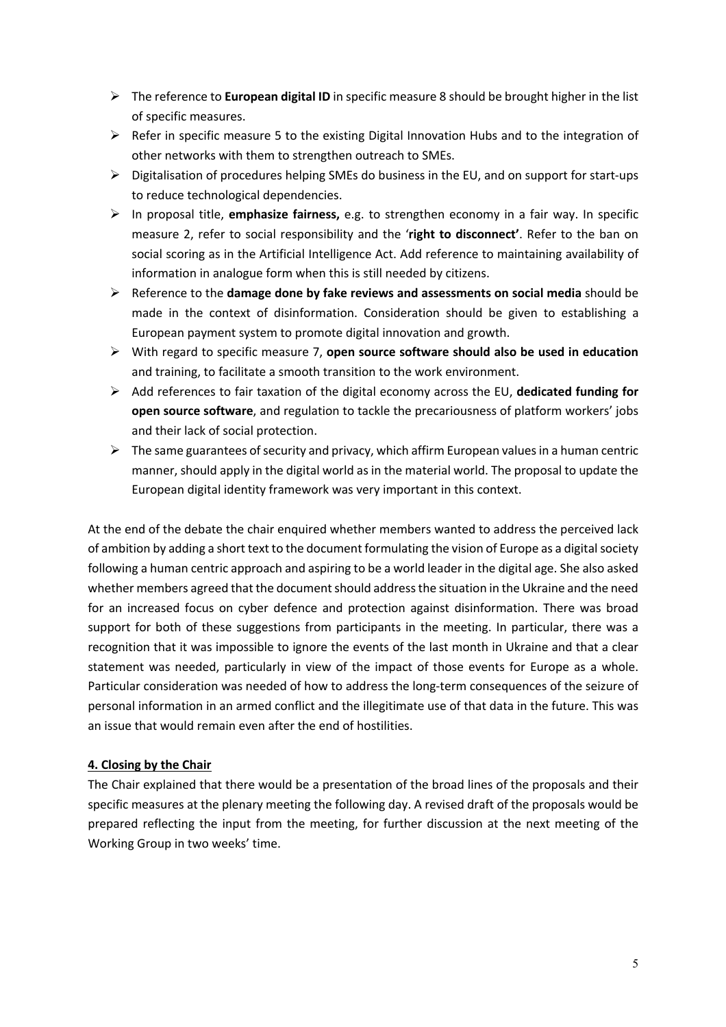- The reference to **European digital ID** in specific measure 8 should be brought higher in the list of specific measures.
- Refer in specific measure 5 to the existing Digital Innovation Hubs and to the integration of other networks with them to strengthen outreach to SMEs.
- Digitalisation of procedures helping SMEs do business in the EU, and on support for start-ups to reduce technological dependencies.
- In proposal title, **emphasize fairness,** e.g. to strengthen economy in a fair way. In specific measure 2, refer to social responsibility and the '**right to disconnect'**. Refer to the ban on social scoring as in the Artificial Intelligence Act. Add reference to maintaining availability of information in analogue form when this is still needed by citizens.
- Reference to the **damage done by fake reviews and assessments on social media** should be made in the context of disinformation. Consideration should be given to establishing a European payment system to promote digital innovation and growth.
- With regard to specific measure 7, **open source software should also be used in education** and training, to facilitate a smooth transition to the work environment.
- Add references to fair taxation of the digital economy across the EU, **dedicated funding for open source software**, and regulation to tackle the precariousness of platform workers' jobs and their lack of social protection.
- The same guarantees of security and privacy, which affirm European values in a human centric manner, should apply in the digital world as in the material world. The proposal to update the European digital identity framework was very important in this context.

At the end of the debate the chair enquired whether members wanted to address the perceived lack of ambition by adding a short text to the document formulating the vision of Europe as a digital society following a human centric approach and aspiring to be a world leader in the digital age. She also asked whether members agreed that the document should address the situation in the Ukraine and the need for an increased focus on cyber defence and protection against disinformation. There was broad support for both of these suggestions from participants in the meeting. In particular, there was a recognition that it was impossible to ignore the events of the last month in Ukraine and that a clear statement was needed, particularly in view of the impact of those events for Europe as a whole. Particular consideration was needed of how to address the long-term consequences of the seizure of personal information in an armed conflict and the illegitimate use of that data in the future. This was an issue that would remain even after the end of hostilities.

## 4. Closing by the Chair

The Chair explained that there would be a presentation of the broad lines of the proposals and their specific measures at the plenary meeting the following day. A revised draft of the proposals would be prepared reflecting the input from the meeting, for further discussion at the next meeting of the Working Group in two weeks' time.